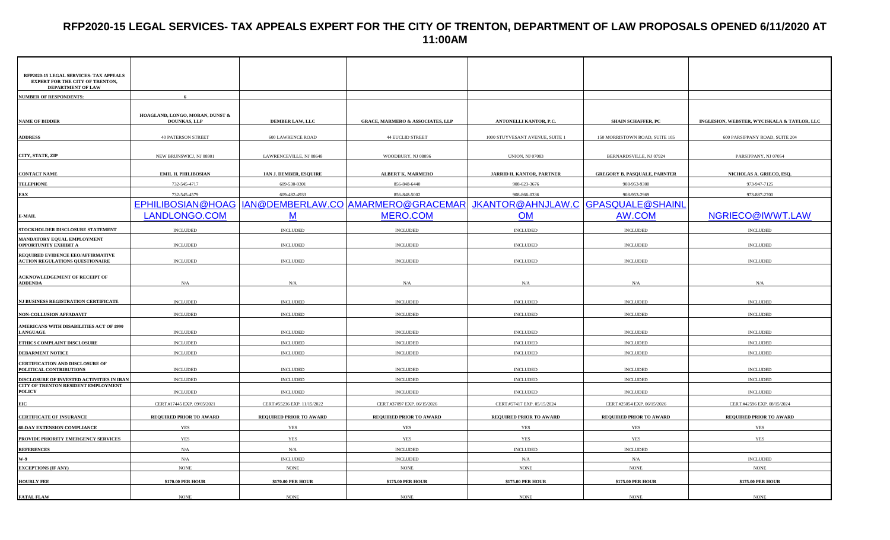# RFP2020-15 LEGAL SERVICES- TAX APPEALS EXPERT FOR THE CITY OF TRENTON, DEPARTMENT OF LAW PROPOSALS OPENED 6/11/2020 AT 11:00AM

| RFP2020-15 LEGAL SERVICES- TAX APPEALS EXPERT FOR THE CITY OF TRENTON, DEPARTMENT OF LAW | | | | | | |
|---|---|---|---|---|---|---|
| NUMBER OF RESPONDENTS: | 6 | | | | | |
| NAME OF BIDDER | HOAGLAND, LONGO, MORAN, DUNST & DOUNKAS, LLP | DEMBER LAW, LLC | GRACE, MARMERO & ASSOCIATES, LLP | ANTONELLI KANTOR, P.C. | SHAIN SCHAFFER, PC | INGLESION, WEBSTER, WYCISKALA & TAYLOR, LLC |
| ADDRESS | 40 PATERSON STREET | 600 LAWRENCE ROAD | 44 EUCLID STREET | 1000 STUYVESANT AVENUE, SUITE 1 | 150 MORRISTOWN ROAD, SUITE 105 | 600 PARSIPPANY ROAD, SUITE 204 |
| CITY, STATE, ZIP | NEW BRUNSWICJ, NJ 08901 | LAWRENCEVILLE, NJ 08648 | WOODBURY, NJ 08096 | UNION, NJ 07083 | BERNARDSVILLE, NJ 07924 | PARSIPPANY, NJ 07054 |
| CONTACT NAME | EMIL H. PHILIBOSIAN | IAN J. DEMBER, ESQUIRE | ALBERT K. MARMERO | JARRID H. KANTOR, PARTNER | GREGORY B. PASQUALE, PARNTER | NICHOLAS A. GRIECO, ESQ. |
| TELEPHONE | 732-545-4717 | 609-530-9301 | 856-848-6440 | 908-623-3676 | 908-953-9300 | 973-947-7125 |
| FAX | 732-545-4579 | 609-482-4933 | 856-848-5002 | 908-866-0336 | 908-953-2969 | 973-887-2700 |
| E-MAIL | EPHILIBOSIAN@HOAGLANDLONGO.COM | IAN@DEMBERLAW.COM | AMARMERO@GRACEMARMERO.COM | JKANTOR@AHNJLAW.COM | GPASQUALE@SHAINLAW.COM | NGRIECO@IWWT.LAW |
| STOCKHOLDER DISCLOSURE STATEMENT | INCLUDED | INCLUDED | INCLUDED | INCLUDED | INCLUDED | INCLUDED |
| MANDATORY EQUAL EMPLOYMENT OPPORTUNITY EXHIBIT A | INCLUDED | INCLUDED | INCLUDED | INCLUDED | INCLUDED | INCLUDED |
| REQUIRED EVIDENCE EEO/AFFIRMATIVE ACTION REGULATIONS QUESTIONAIRE | INCLUDED | INCLUDED | INCLUDED | INCLUDED | INCLUDED | INCLUDED |
| ACKNOWLEDGEMENT OF RECEIPT OF ADDENDA | N/A | N/A | N/A | N/A | N/A | N/A |
| NJ BUSINESS REGISTRATION CERTIFICATE | INCLUDED | INCLUDED | INCLUDED | INCLUDED | INCLUDED | INCLUDED |
| NON-COLLUSION AFFADAVIT | INCLUDED | INCLUDED | INCLUDED | INCLUDED | INCLUDED | INCLUDED |
| AMERICANS WITH DISABILITIES ACT OF 1990 LANGUAGE | INCLUDED | INCLUDED | INCLUDED | INCLUDED | INCLUDED | INCLUDED |
| ETHICS COMPLAINT DISCLOSURE | INCLUDED | INCLUDED | INCLUDED | INCLUDED | INCLUDED | INCLUDED |
| DEBARMENT NOTICE | INCLUDED | INCLUDED | INCLUDED | INCLUDED | INCLUDED | INCLUDED |
| CERTIFICATION AND DISCLOSURE OF POLITICAL CONTRIBUTIONS | INCLUDED | INCLUDED | INCLUDED | INCLUDED | INCLUDED | INCLUDED |
| DISCLOSURE OF INVESTED ACTIVITIES IN IRAN | INCLUDED | INCLUDED | INCLUDED | INCLUDED | INCLUDED | INCLUDED |
| CITY OF TRENTON RESIDENT EMPLOYMENT POLICY | INCLUDED | INCLUDED | INCLUDED | INCLUDED | INCLUDED | INCLUDED |
| EIC | CERT.#17445 EXP. 09/05/2021 | CERT.#55236 EXP. 11/15/2022 | CERT.#37097 EXP. 06/15/2026 | CERT.#57417 EXP. 05/15/2024 | CERT.#25054 EXP. 06/15/2026 | CERT.#42596 EXP. 08/15/2024 |
| CERTIFICATE OF INSURANCE | REQUIRED PRIOR TO AWARD | REQUIRED PRIOR TO AWARD | REQUIRED PRIOR TO AWARD | REQUIRED PRIOR TO AWARD | REQUIRED PRIOR TO AWARD | REQUIRED PRIOR TO AWARD |
| 60-DAY EXTENSION COMPLIANCE | YES | YES | YES | YES | YES | YES |
| PROVIDE PRIORITY EMERGENCY SERVICES | YES | YES | YES | YES | YES | YES |
| REFERENCES | N/A | N/A | INCLUDED | INCLUDED | INCLUDED | |
| W-9 | N/A | INCLUDED | INCLUDED | N/A | N/A | INCLUDED |
| EXCEPTIONS (IF ANY) | NONE | NONE | NONE | NONE | NONE | NONE |
| HOURLY FEE | $170.00 PER HOUR | $170.00 PER HOUR | $175.00 PER HOUR | $175.00 PER HOUR | $175.00 PER HOUR | $175.00 PER HOUR |
| FATAL FLAW | NONE | NONE | NONE | NONE | NONE | NONE |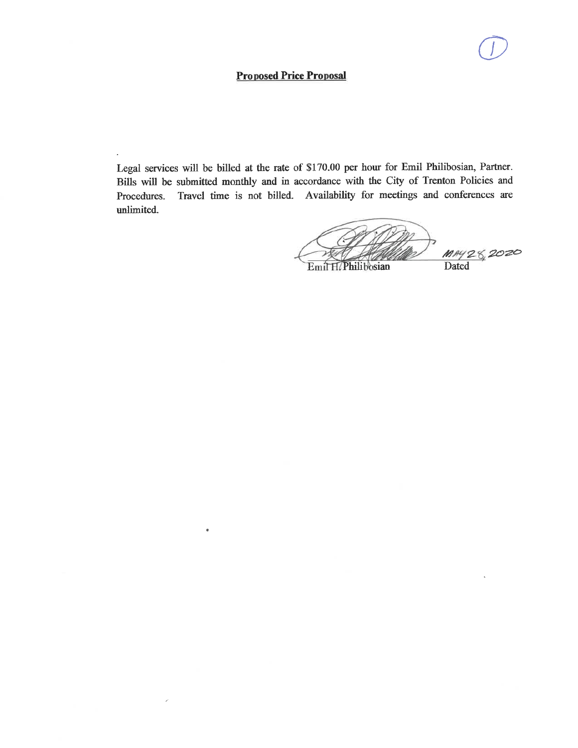**Proposed Price Proposal**

Legal services will be billed at the rate of $170.00 per hour for Emil Philibosian, Partner. Bills will be submitted monthly and in accordance with the City of Trenton Policies and Procedures. Travel time is not billed. Availability for meetings and conferences are unlimited.

Emil H. Philibosian — Dated: MAY 28, 2020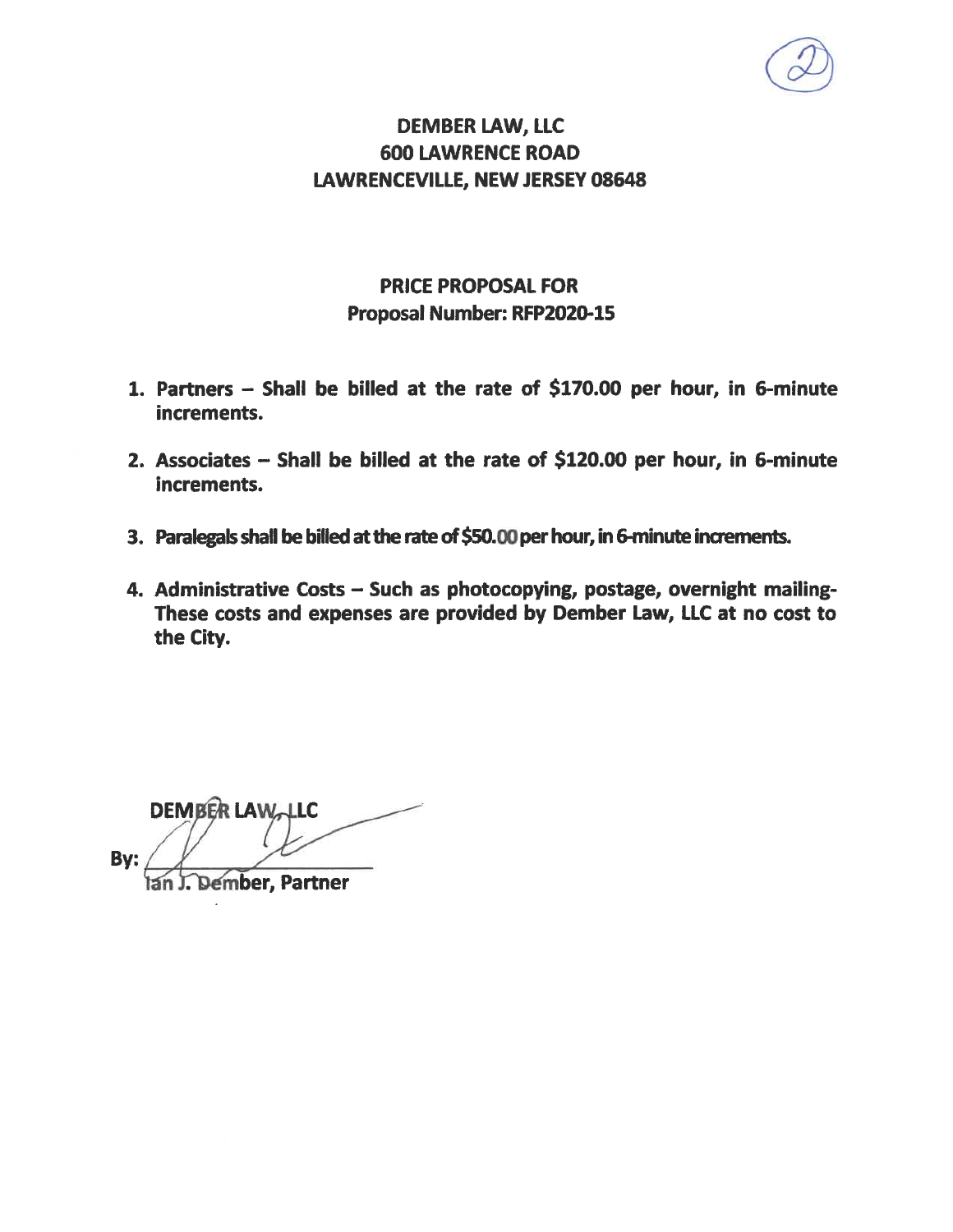**DEMBER LAW, LLC**
**600 LAWRENCE ROAD**
**LAWRENCEVILLE, NEW JERSEY 08648**

**PRICE PROPOSAL FOR**
**Proposal Number: RFP2020-15**

1. **Partners – Shall be billed at the rate of $170.00 per hour, in 6-minute increments.**
2. **Associates – Shall be billed at the rate of $120.00 per hour, in 6-minute increments.**
3. **Paralegals shall be billed at the rate of $50.00 per hour, in 6-minute increments.**
4. **Administrative Costs – Such as photocopying, postage, overnight mailing- These costs and expenses are provided by Dember Law, LLC at no cost to the City.**

**DEMBER LAW, LLC**

**By:** ______________________

**Ian J. Dember, Partner**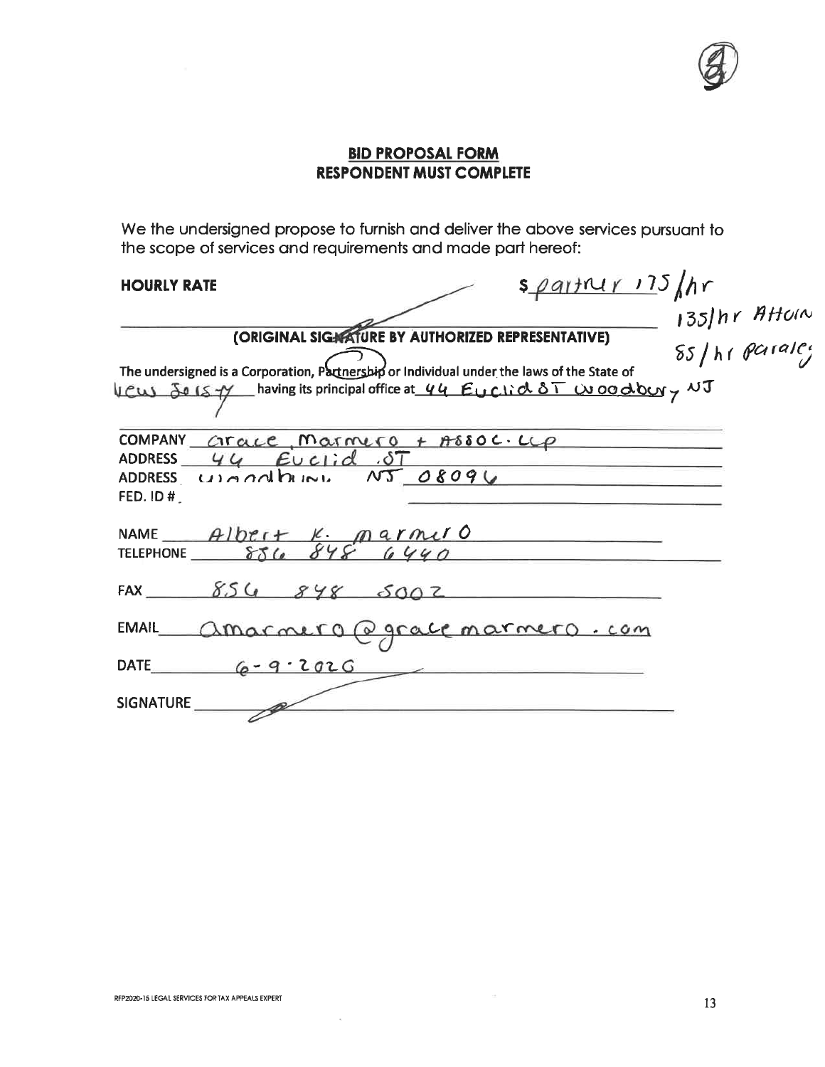## BID PROPOSAL FORM
## RESPONDENT MUST COMPLETE

We the undersigned propose to furnish and deliver the above services pursuant to the scope of services and requirements and made part hereof:

**HOURLY RATE** $ partner 175/hr
135/hr Attorn
85/hr Paraleg

**(ORIGINAL SIGNATURE BY AUTHORIZED REPRESENTATIVE)**

The undersigned is a Corporation, Partnership or Individual under the laws of the State of New Jersey having its principal office at 44 Euclid ST Woodbury, NJ

COMPANY Grace Marmero + Assoc. LLP
ADDRESS 44 Euclid ST
ADDRESS Woodbury NJ 08096
FED. ID #

NAME Albert K. Marmero
TELEPHONE 856 848 6440

FAX 856 848 5002

EMAIL amarmero@gracemarmero.com

DATE 6-9-2020

SIGNATURE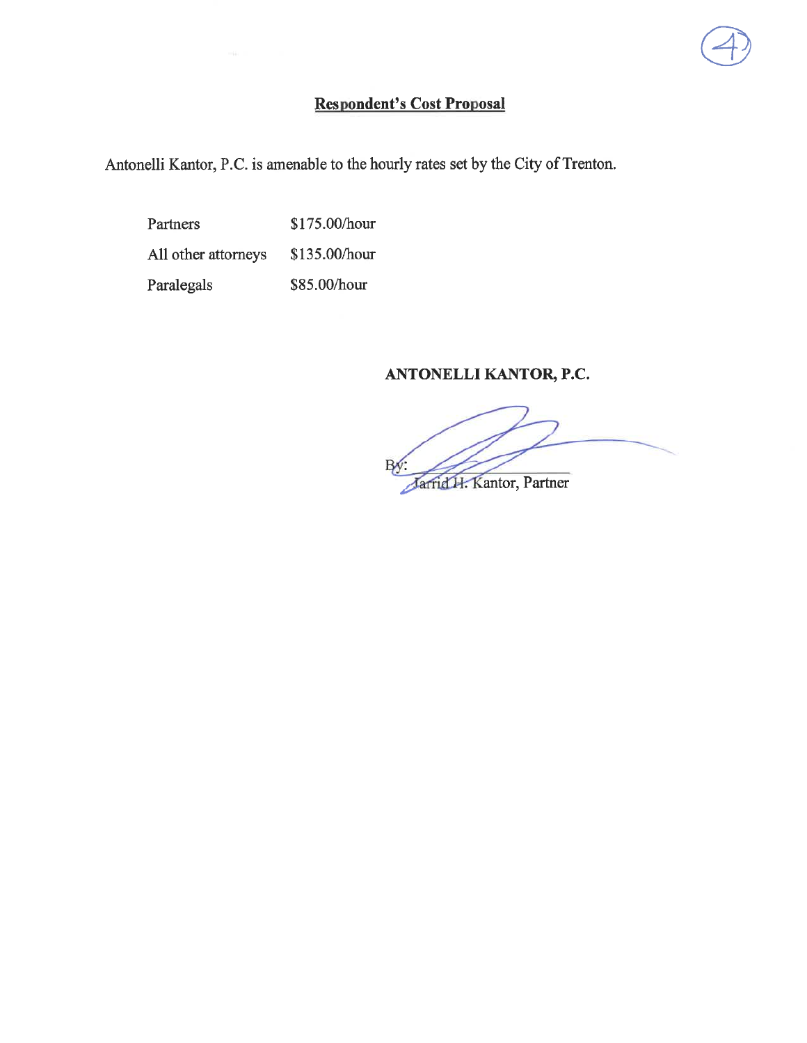## Respondent's Cost Proposal

Antonelli Kantor, P.C. is amenable to the hourly rates set by the City of Trenton.

| | |
|---|---|
| Partners | $175.00/hour |
| All other attorneys | $135.00/hour |
| Paralegals | $85.00/hour |

**ANTONELLI KANTOR, P.C.**

By: ______________________
Jarrid H. Kantor, Partner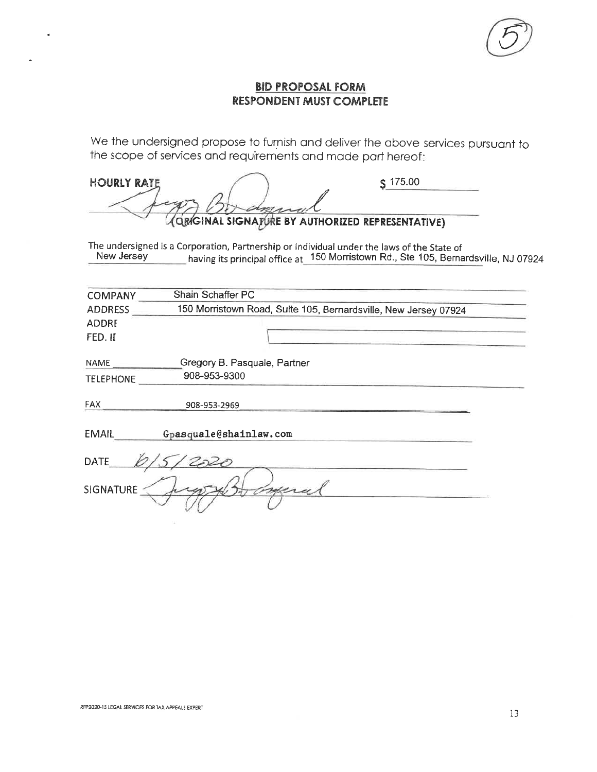# BID PROPOSAL FORM
## RESPONDENT MUST COMPLETE

We the undersigned propose to furnish and deliver the above services pursuant to the scope of services and requirements and made part hereof:

**HOURLY RATE** $ 175.00

**(ORIGINAL SIGNATURE BY AUTHORIZED REPRESENTATIVE)**

The undersigned is a Corporation, Partnership or Individual under the laws of the State of New Jersey having its principal office at 150 Morristown Rd., Ste 105, Bernardsville, NJ 07924

COMPANY Shain Schaffer PC

ADDRESS 150 Morristown Road, Suite 105, Bernardsville, New Jersey 07924

ADDRE

FED. II

NAME Gregory B. Pasquale, Partner

TELEPHONE 908-953-9300

FAX 908-953-2969

EMAIL Gpasquale@shainlaw.com

DATE 10/5/2020

SIGNATURE

RFP2020-15 LEGAL SERVICES FOR TAX APPEALS EXPERT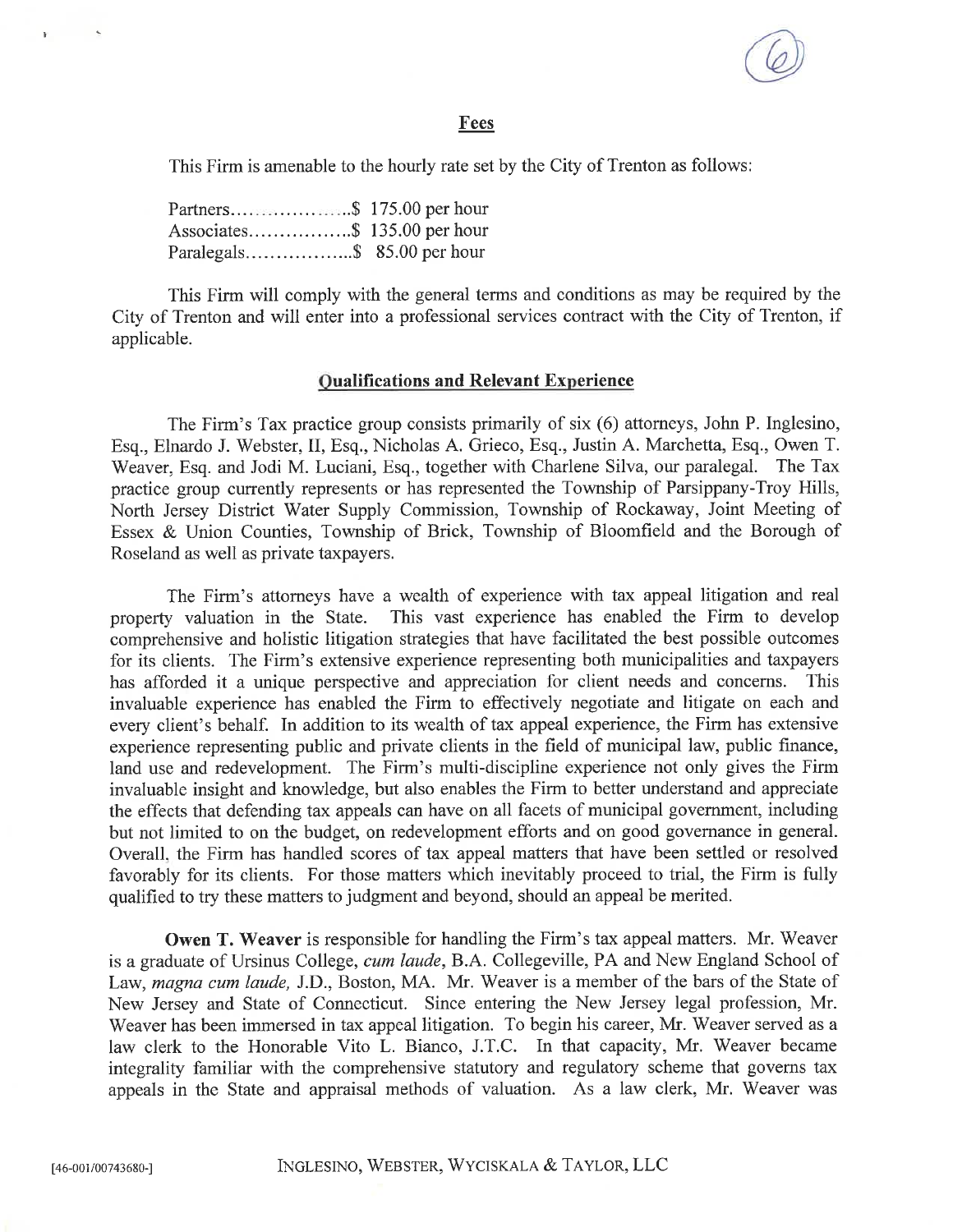## Fees

This Firm is amenable to the hourly rate set by the City of Trenton as follows:

Partners.....................$ 175.00 per hour
Associates..................$ 135.00 per hour
Paralegals..................$ 85.00 per hour

This Firm will comply with the general terms and conditions as may be required by the City of Trenton and will enter into a professional services contract with the City of Trenton, if applicable.

## Qualifications and Relevant Experience

The Firm's Tax practice group consists primarily of six (6) attorneys, John P. Inglesino, Esq., Elnardo J. Webster, II, Esq., Nicholas A. Grieco, Esq., Justin A. Marchetta, Esq., Owen T. Weaver, Esq. and Jodi M. Luciani, Esq., together with Charlene Silva, our paralegal. The Tax practice group currently represents or has represented the Township of Parsippany-Troy Hills, North Jersey District Water Supply Commission, Township of Rockaway, Joint Meeting of Essex & Union Counties, Township of Brick, Township of Bloomfield and the Borough of Roseland as well as private taxpayers.

The Firm's attorneys have a wealth of experience with tax appeal litigation and real property valuation in the State. This vast experience has enabled the Firm to develop comprehensive and holistic litigation strategies that have facilitated the best possible outcomes for its clients. The Firm's extensive experience representing both municipalities and taxpayers has afforded it a unique perspective and appreciation for client needs and concerns. This invaluable experience has enabled the Firm to effectively negotiate and litigate on each and every client's behalf. In addition to its wealth of tax appeal experience, the Firm has extensive experience representing public and private clients in the field of municipal law, public finance, land use and redevelopment. The Firm's multi-discipline experience not only gives the Firm invaluable insight and knowledge, but also enables the Firm to better understand and appreciate the effects that defending tax appeals can have on all facets of municipal government, including but not limited to on the budget, on redevelopment efforts and on good governance in general. Overall, the Firm has handled scores of tax appeal matters that have been settled or resolved favorably for its clients. For those matters which inevitably proceed to trial, the Firm is fully qualified to try these matters to judgment and beyond, should an appeal be merited.

**Owen T. Weaver** is responsible for handling the Firm's tax appeal matters. Mr. Weaver is a graduate of Ursinus College, *cum laude*, B.A. Collegeville, PA and New England School of Law, *magna cum laude,* J.D., Boston, MA. Mr. Weaver is a member of the bars of the State of New Jersey and State of Connecticut. Since entering the New Jersey legal profession, Mr. Weaver has been immersed in tax appeal litigation. To begin his career, Mr. Weaver served as a law clerk to the Honorable Vito L. Bianco, J.T.C. In that capacity, Mr. Weaver became integrality familiar with the comprehensive statutory and regulatory scheme that governs tax appeals in the State and appraisal methods of valuation. As a law clerk, Mr. Weaver was